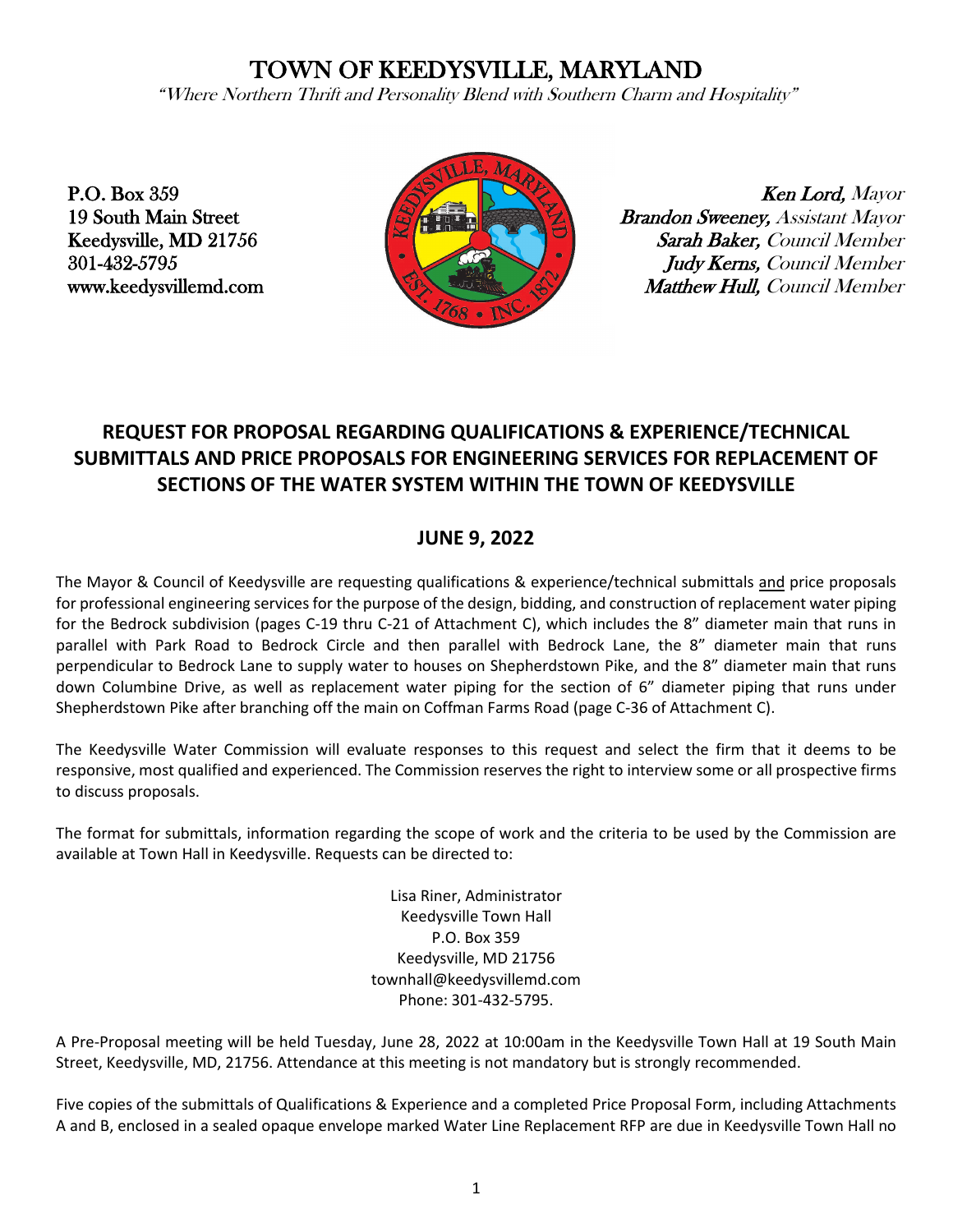# TOWN OF KEEDYSVILLE, MARYLAND

*"Where Northern Thrift and Personality Blend with Southern Charm and Hospitality"*

P.O. Box 359
19 South Main Street
Keedysville, MD 21756
301-432-5795
www.keedysvillemd.com

**Ken Lord,** *Mayor*
**Brandon Sweeney,** *Assistant Mayor*
**Sarah Baker,** *Council Member*
**Judy Kerns,** *Council Member*
**Matthew Hull,** *Council Member*

## REQUEST FOR PROPOSAL REGARDING QUALIFICATIONS & EXPERIENCE/TECHNICAL SUBMITTALS AND PRICE PROPOSALS FOR ENGINEERING SERVICES FOR REPLACEMENT OF SECTIONS OF THE WATER SYSTEM WITHIN THE TOWN OF KEEDYSVILLE

## JUNE 9, 2022

The Mayor & Council of Keedysville are requesting qualifications & experience/technical submittals and price proposals for professional engineering services for the purpose of the design, bidding, and construction of replacement water piping for the Bedrock subdivision (pages C-19 thru C-21 of Attachment C), which includes the 8" diameter main that runs in parallel with Park Road to Bedrock Circle and then parallel with Bedrock Lane, the 8" diameter main that runs perpendicular to Bedrock Lane to supply water to houses on Shepherdstown Pike, and the 8" diameter main that runs down Columbine Drive, as well as replacement water piping for the section of 6" diameter piping that runs under Shepherdstown Pike after branching off the main on Coffman Farms Road (page C-36 of Attachment C).

The Keedysville Water Commission will evaluate responses to this request and select the firm that it deems to be responsive, most qualified and experienced. The Commission reserves the right to interview some or all prospective firms to discuss proposals.

The format for submittals, information regarding the scope of work and the criteria to be used by the Commission are available at Town Hall in Keedysville. Requests can be directed to:

Lisa Riner, Administrator
Keedysville Town Hall
P.O. Box 359
Keedysville, MD 21756
townhall@keedysvillemd.com
Phone: 301-432-5795.

A Pre-Proposal meeting will be held Tuesday, June 28, 2022 at 10:00am in the Keedysville Town Hall at 19 South Main Street, Keedysville, MD, 21756. Attendance at this meeting is not mandatory but is strongly recommended.

Five copies of the submittals of Qualifications & Experience and a completed Price Proposal Form, including Attachments A and B, enclosed in a sealed opaque envelope marked Water Line Replacement RFP are due in Keedysville Town Hall no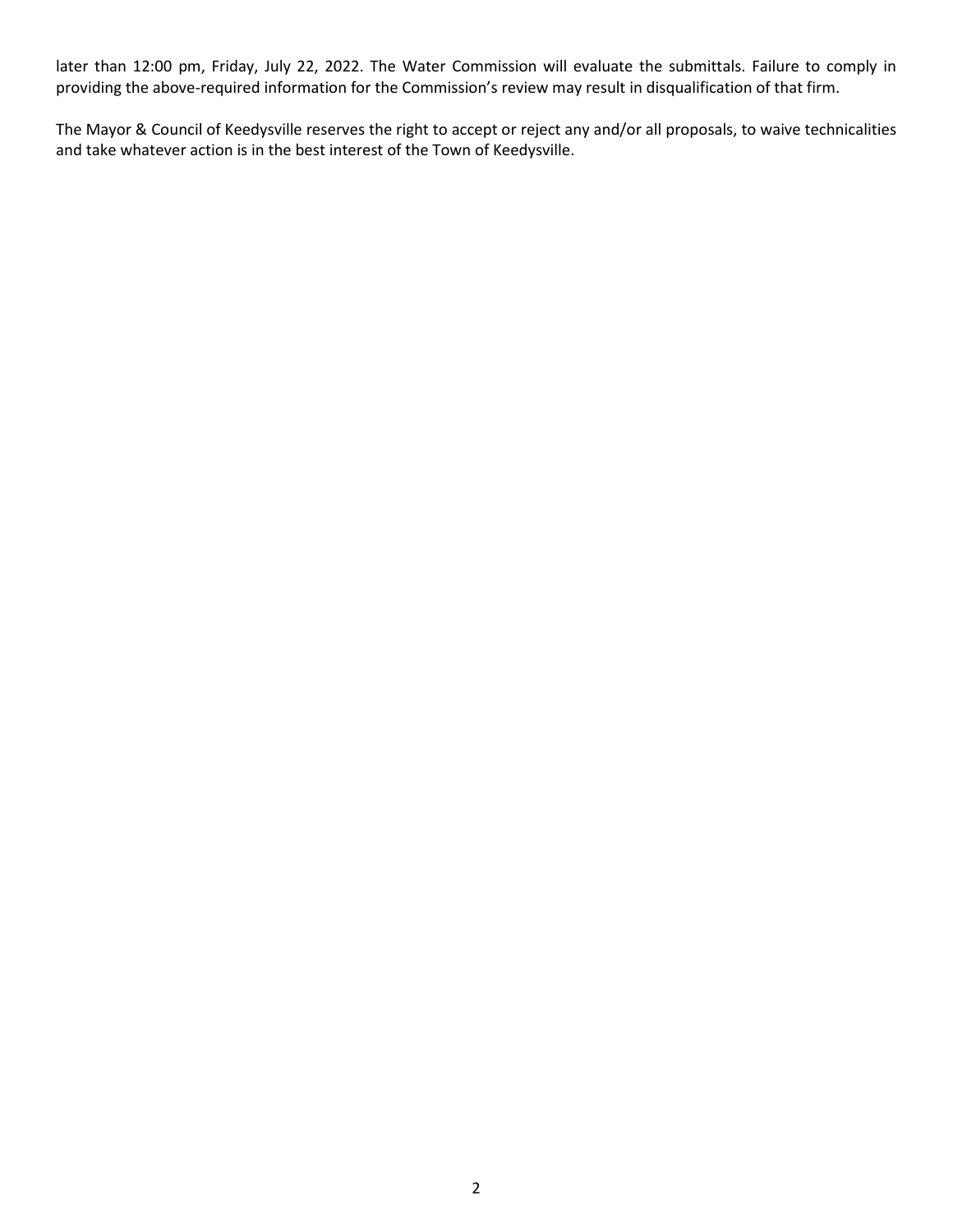later than 12:00 pm, Friday, July 22, 2022. The Water Commission will evaluate the submittals. Failure to comply in providing the above-required information for the Commission's review may result in disqualification of that firm.

The Mayor & Council of Keedysville reserves the right to accept or reject any and/or all proposals, to waive technicalities and take whatever action is in the best interest of the Town of Keedysville.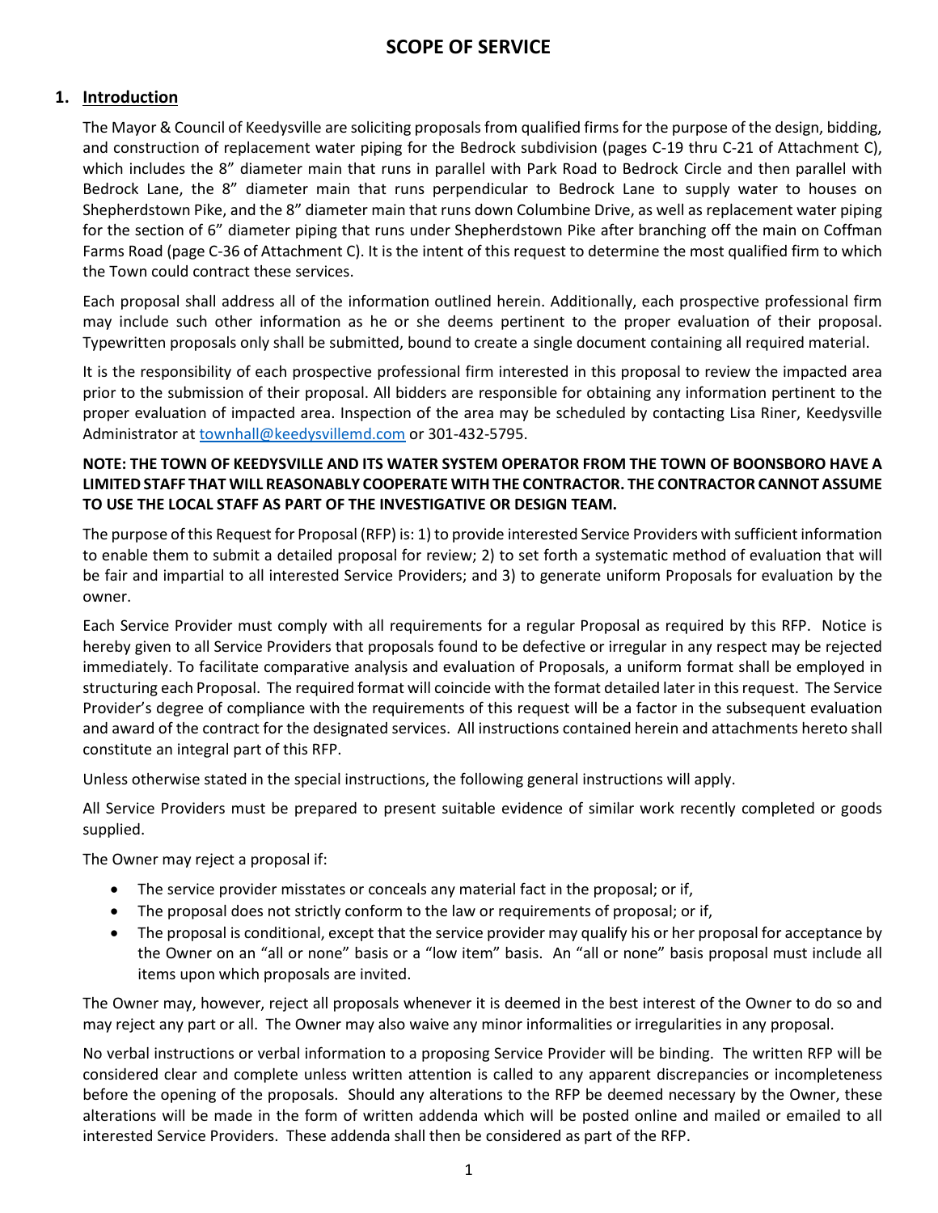# SCOPE OF SERVICE

## 1. Introduction

The Mayor & Council of Keedysville are soliciting proposals from qualified firms for the purpose of the design, bidding, and construction of replacement water piping for the Bedrock subdivision (pages C-19 thru C-21 of Attachment C), which includes the 8" diameter main that runs in parallel with Park Road to Bedrock Circle and then parallel with Bedrock Lane, the 8" diameter main that runs perpendicular to Bedrock Lane to supply water to houses on Shepherdstown Pike, and the 8" diameter main that runs down Columbine Drive, as well as replacement water piping for the section of 6" diameter piping that runs under Shepherdstown Pike after branching off the main on Coffman Farms Road (page C-36 of Attachment C). It is the intent of this request to determine the most qualified firm to which the Town could contract these services.

Each proposal shall address all of the information outlined herein. Additionally, each prospective professional firm may include such other information as he or she deems pertinent to the proper evaluation of their proposal. Typewritten proposals only shall be submitted, bound to create a single document containing all required material.

It is the responsibility of each prospective professional firm interested in this proposal to review the impacted area prior to the submission of their proposal. All bidders are responsible for obtaining any information pertinent to the proper evaluation of impacted area. Inspection of the area may be scheduled by contacting Lisa Riner, Keedysville Administrator at townhall@keedysvillemd.com or 301-432-5795.

**NOTE: THE TOWN OF KEEDYSVILLE AND ITS WATER SYSTEM OPERATOR FROM THE TOWN OF BOONSBORO HAVE A LIMITED STAFF THAT WILL REASONABLY COOPERATE WITH THE CONTRACTOR. THE CONTRACTOR CANNOT ASSUME TO USE THE LOCAL STAFF AS PART OF THE INVESTIGATIVE OR DESIGN TEAM.**

The purpose of this Request for Proposal (RFP) is: 1) to provide interested Service Providers with sufficient information to enable them to submit a detailed proposal for review; 2) to set forth a systematic method of evaluation that will be fair and impartial to all interested Service Providers; and 3) to generate uniform Proposals for evaluation by the owner.

Each Service Provider must comply with all requirements for a regular Proposal as required by this RFP. Notice is hereby given to all Service Providers that proposals found to be defective or irregular in any respect may be rejected immediately. To facilitate comparative analysis and evaluation of Proposals, a uniform format shall be employed in structuring each Proposal. The required format will coincide with the format detailed later in this request. The Service Provider's degree of compliance with the requirements of this request will be a factor in the subsequent evaluation and award of the contract for the designated services. All instructions contained herein and attachments hereto shall constitute an integral part of this RFP.

Unless otherwise stated in the special instructions, the following general instructions will apply.

All Service Providers must be prepared to present suitable evidence of similar work recently completed or goods supplied.

The Owner may reject a proposal if:

- The service provider misstates or conceals any material fact in the proposal; or if,
- The proposal does not strictly conform to the law or requirements of proposal; or if,
- The proposal is conditional, except that the service provider may qualify his or her proposal for acceptance by the Owner on an "all or none" basis or a "low item" basis. An "all or none" basis proposal must include all items upon which proposals are invited.

The Owner may, however, reject all proposals whenever it is deemed in the best interest of the Owner to do so and may reject any part or all. The Owner may also waive any minor informalities or irregularities in any proposal.

No verbal instructions or verbal information to a proposing Service Provider will be binding. The written RFP will be considered clear and complete unless written attention is called to any apparent discrepancies or incompleteness before the opening of the proposals. Should any alterations to the RFP be deemed necessary by the Owner, these alterations will be made in the form of written addenda which will be posted online and mailed or emailed to all interested Service Providers. These addenda shall then be considered as part of the RFP.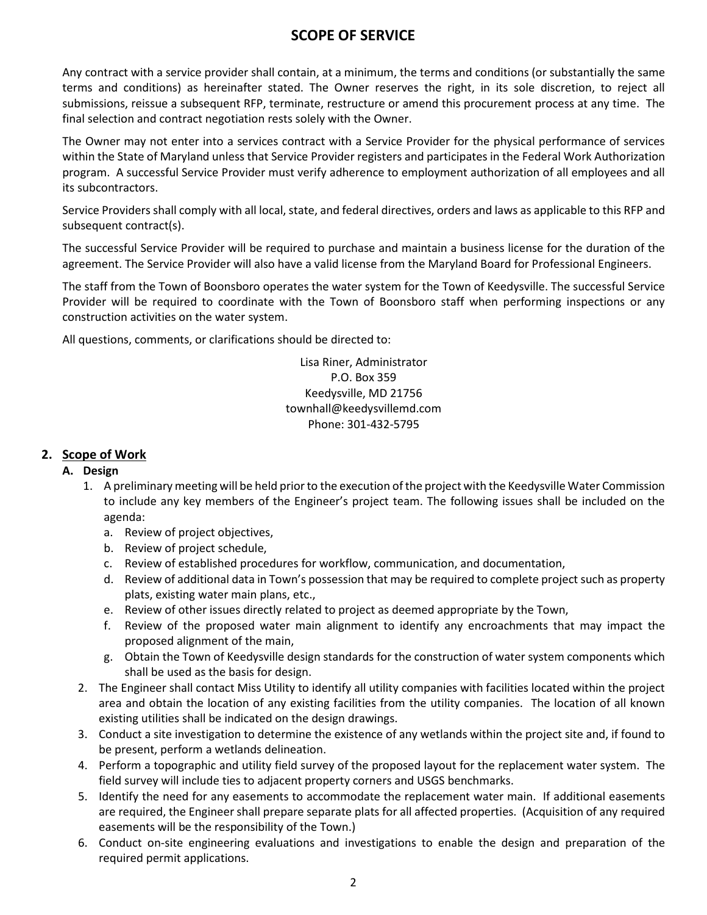# SCOPE OF SERVICE

Any contract with a service provider shall contain, at a minimum, the terms and conditions (or substantially the same terms and conditions) as hereinafter stated. The Owner reserves the right, in its sole discretion, to reject all submissions, reissue a subsequent RFP, terminate, restructure or amend this procurement process at any time. The final selection and contract negotiation rests solely with the Owner.

The Owner may not enter into a services contract with a Service Provider for the physical performance of services within the State of Maryland unless that Service Provider registers and participates in the Federal Work Authorization program. A successful Service Provider must verify adherence to employment authorization of all employees and all its subcontractors.

Service Providers shall comply with all local, state, and federal directives, orders and laws as applicable to this RFP and subsequent contract(s).

The successful Service Provider will be required to purchase and maintain a business license for the duration of the agreement. The Service Provider will also have a valid license from the Maryland Board for Professional Engineers.

The staff from the Town of Boonsboro operates the water system for the Town of Keedysville. The successful Service Provider will be required to coordinate with the Town of Boonsboro staff when performing inspections or any construction activities on the water system.

All questions, comments, or clarifications should be directed to:

Lisa Riner, Administrator
P.O. Box 359
Keedysville, MD 21756
townhall@keedysvillemd.com
Phone: 301-432-5795

## 2. Scope of Work

### A. Design

1. A preliminary meeting will be held prior to the execution of the project with the Keedysville Water Commission to include any key members of the Engineer's project team. The following issues shall be included on the agenda:
   a. Review of project objectives,
   b. Review of project schedule,
   c. Review of established procedures for workflow, communication, and documentation,
   d. Review of additional data in Town's possession that may be required to complete project such as property plats, existing water main plans, etc.,
   e. Review of other issues directly related to project as deemed appropriate by the Town,
   f. Review of the proposed water main alignment to identify any encroachments that may impact the proposed alignment of the main,
   g. Obtain the Town of Keedysville design standards for the construction of water system components which shall be used as the basis for design.
2. The Engineer shall contact Miss Utility to identify all utility companies with facilities located within the project area and obtain the location of any existing facilities from the utility companies. The location of all known existing utilities shall be indicated on the design drawings.
3. Conduct a site investigation to determine the existence of any wetlands within the project site and, if found to be present, perform a wetlands delineation.
4. Perform a topographic and utility field survey of the proposed layout for the replacement water system. The field survey will include ties to adjacent property corners and USGS benchmarks.
5. Identify the need for any easements to accommodate the replacement water main. If additional easements are required, the Engineer shall prepare separate plats for all affected properties. (Acquisition of any required easements will be the responsibility of the Town.)
6. Conduct on-site engineering evaluations and investigations to enable the design and preparation of the required permit applications.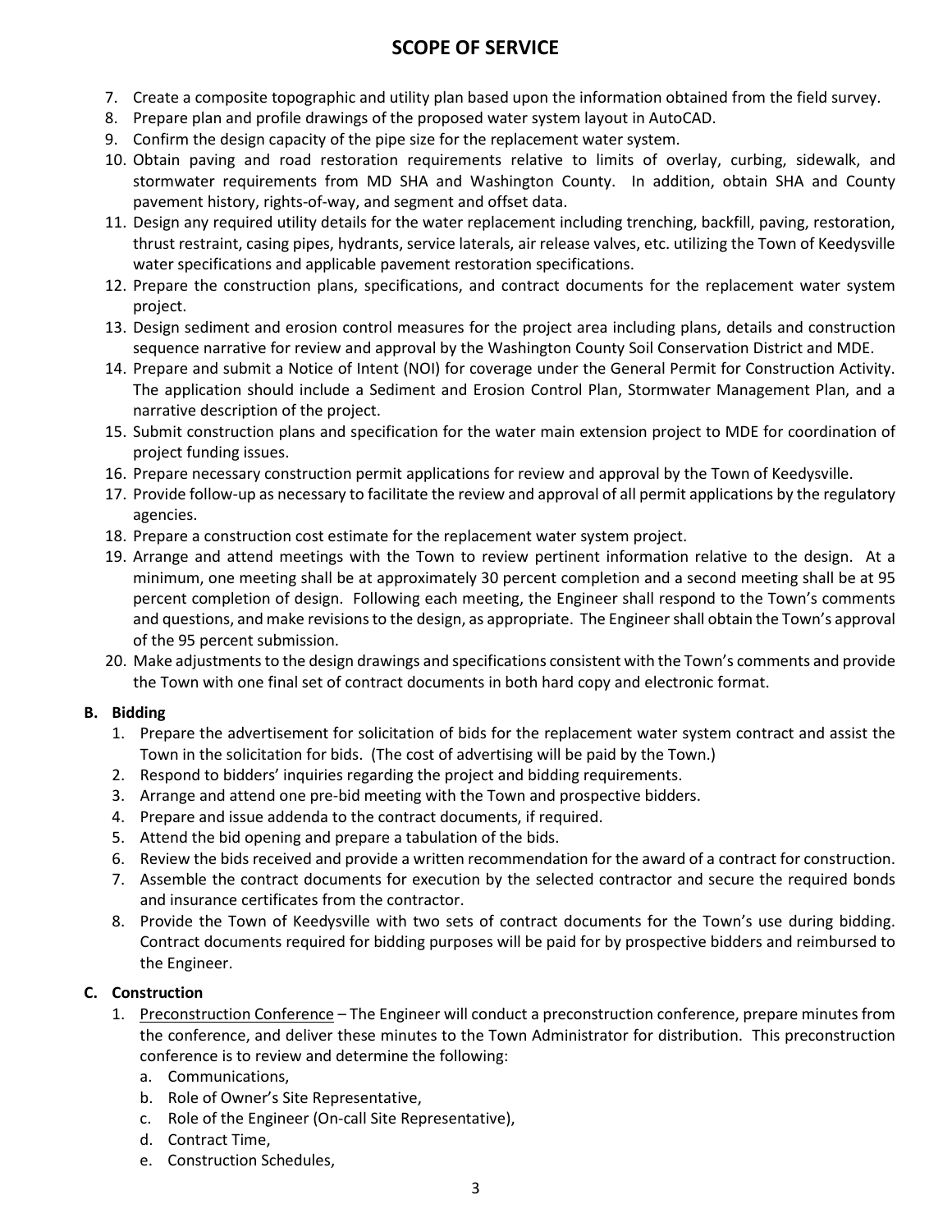# SCOPE OF SERVICE

7. Create a composite topographic and utility plan based upon the information obtained from the field survey.
8. Prepare plan and profile drawings of the proposed water system layout in AutoCAD.
9. Confirm the design capacity of the pipe size for the replacement water system.
10. Obtain paving and road restoration requirements relative to limits of overlay, curbing, sidewalk, and stormwater requirements from MD SHA and Washington County. In addition, obtain SHA and County pavement history, rights-of-way, and segment and offset data.
11. Design any required utility details for the water replacement including trenching, backfill, paving, restoration, thrust restraint, casing pipes, hydrants, service laterals, air release valves, etc. utilizing the Town of Keedysville water specifications and applicable pavement restoration specifications.
12. Prepare the construction plans, specifications, and contract documents for the replacement water system project.
13. Design sediment and erosion control measures for the project area including plans, details and construction sequence narrative for review and approval by the Washington County Soil Conservation District and MDE.
14. Prepare and submit a Notice of Intent (NOI) for coverage under the General Permit for Construction Activity. The application should include a Sediment and Erosion Control Plan, Stormwater Management Plan, and a narrative description of the project.
15. Submit construction plans and specification for the water main extension project to MDE for coordination of project funding issues.
16. Prepare necessary construction permit applications for review and approval by the Town of Keedysville.
17. Provide follow-up as necessary to facilitate the review and approval of all permit applications by the regulatory agencies.
18. Prepare a construction cost estimate for the replacement water system project.
19. Arrange and attend meetings with the Town to review pertinent information relative to the design. At a minimum, one meeting shall be at approximately 30 percent completion and a second meeting shall be at 95 percent completion of design. Following each meeting, the Engineer shall respond to the Town's comments and questions, and make revisions to the design, as appropriate. The Engineer shall obtain the Town's approval of the 95 percent submission.
20. Make adjustments to the design drawings and specifications consistent with the Town's comments and provide the Town with one final set of contract documents in both hard copy and electronic format.

**B. Bidding**

1. Prepare the advertisement for solicitation of bids for the replacement water system contract and assist the Town in the solicitation for bids. (The cost of advertising will be paid by the Town.)
2. Respond to bidders' inquiries regarding the project and bidding requirements.
3. Arrange and attend one pre-bid meeting with the Town and prospective bidders.
4. Prepare and issue addenda to the contract documents, if required.
5. Attend the bid opening and prepare a tabulation of the bids.
6. Review the bids received and provide a written recommendation for the award of a contract for construction.
7. Assemble the contract documents for execution by the selected contractor and secure the required bonds and insurance certificates from the contractor.
8. Provide the Town of Keedysville with two sets of contract documents for the Town's use during bidding. Contract documents required for bidding purposes will be paid for by prospective bidders and reimbursed to the Engineer.

**C. Construction**

1. <u>Preconstruction Conference</u> – The Engineer will conduct a preconstruction conference, prepare minutes from the conference, and deliver these minutes to the Town Administrator for distribution. This preconstruction conference is to review and determine the following:
   a. Communications,
   b. Role of Owner's Site Representative,
   c. Role of the Engineer (On-call Site Representative),
   d. Contract Time,
   e. Construction Schedules,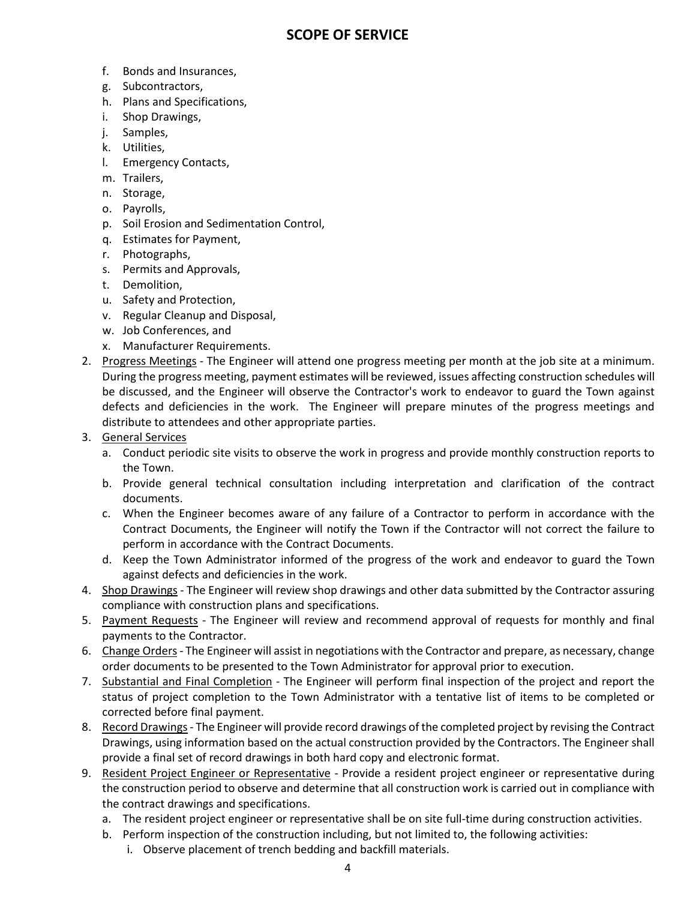# SCOPE OF SERVICE

- f. Bonds and Insurances,
- g. Subcontractors,
- h. Plans and Specifications,
- i. Shop Drawings,
- j. Samples,
- k. Utilities,
- l. Emergency Contacts,
- m. Trailers,
- n. Storage,
- o. Payrolls,
- p. Soil Erosion and Sedimentation Control,
- q. Estimates for Payment,
- r. Photographs,
- s. Permits and Approvals,
- t. Demolition,
- u. Safety and Protection,
- v. Regular Cleanup and Disposal,
- w. Job Conferences, and
- x. Manufacturer Requirements.

2. Progress Meetings - The Engineer will attend one progress meeting per month at the job site at a minimum. During the progress meeting, payment estimates will be reviewed, issues affecting construction schedules will be discussed, and the Engineer will observe the Contractor's work to endeavor to guard the Town against defects and deficiencies in the work. The Engineer will prepare minutes of the progress meetings and distribute to attendees and other appropriate parties.
3. General Services
   - a. Conduct periodic site visits to observe the work in progress and provide monthly construction reports to the Town.
   - b. Provide general technical consultation including interpretation and clarification of the contract documents.
   - c. When the Engineer becomes aware of any failure of a Contractor to perform in accordance with the Contract Documents, the Engineer will notify the Town if the Contractor will not correct the failure to perform in accordance with the Contract Documents.
   - d. Keep the Town Administrator informed of the progress of the work and endeavor to guard the Town against defects and deficiencies in the work.
4. Shop Drawings - The Engineer will review shop drawings and other data submitted by the Contractor assuring compliance with construction plans and specifications.
5. Payment Requests - The Engineer will review and recommend approval of requests for monthly and final payments to the Contractor.
6. Change Orders - The Engineer will assist in negotiations with the Contractor and prepare, as necessary, change order documents to be presented to the Town Administrator for approval prior to execution.
7. Substantial and Final Completion - The Engineer will perform final inspection of the project and report the status of project completion to the Town Administrator with a tentative list of items to be completed or corrected before final payment.
8. Record Drawings - The Engineer will provide record drawings of the completed project by revising the Contract Drawings, using information based on the actual construction provided by the Contractors. The Engineer shall provide a final set of record drawings in both hard copy and electronic format.
9. Resident Project Engineer or Representative - Provide a resident project engineer or representative during the construction period to observe and determine that all construction work is carried out in compliance with the contract drawings and specifications.
   - a. The resident project engineer or representative shall be on site full-time during construction activities.
   - b. Perform inspection of the construction including, but not limited to, the following activities:
     - i. Observe placement of trench bedding and backfill materials.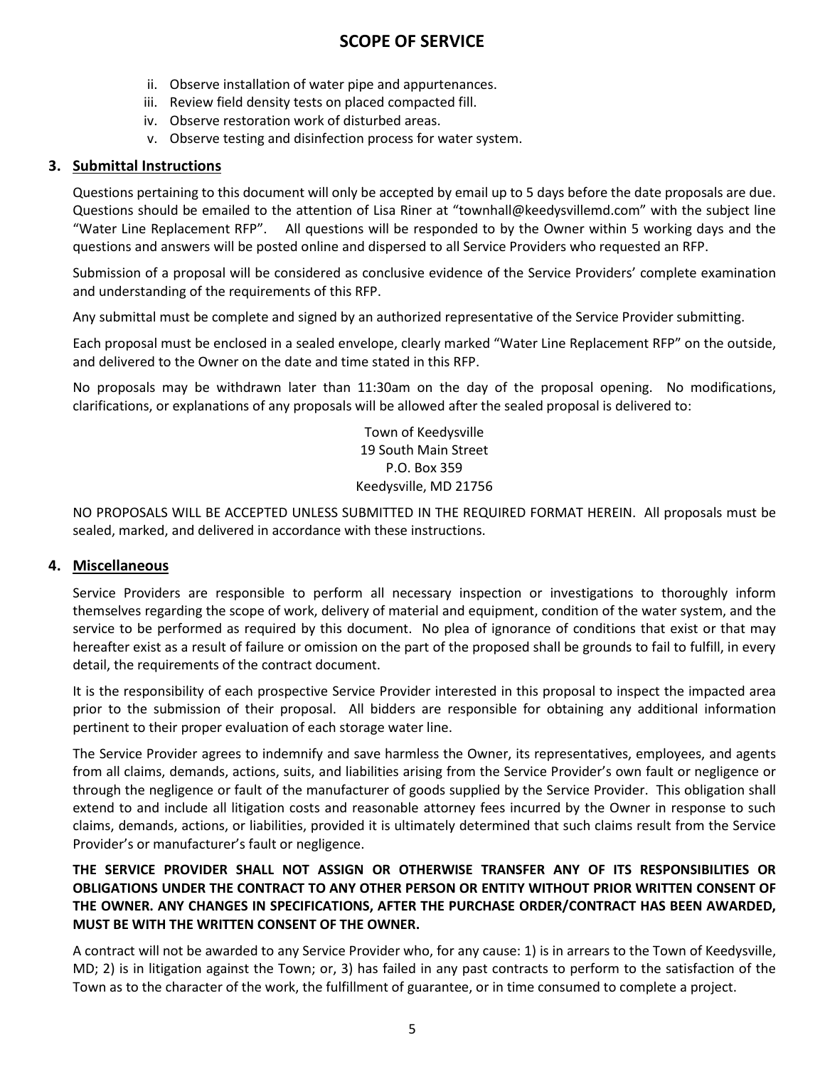# SCOPE OF SERVICE

ii. Observe installation of water pipe and appurtenances.
iii. Review field density tests on placed compacted fill.
iv. Observe restoration work of disturbed areas.
v. Observe testing and disinfection process for water system.

## 3. Submittal Instructions

Questions pertaining to this document will only be accepted by email up to 5 days before the date proposals are due. Questions should be emailed to the attention of Lisa Riner at "townhall@keedysvillemd.com" with the subject line "Water Line Replacement RFP". All questions will be responded to by the Owner within 5 working days and the questions and answers will be posted online and dispersed to all Service Providers who requested an RFP.

Submission of a proposal will be considered as conclusive evidence of the Service Providers' complete examination and understanding of the requirements of this RFP.

Any submittal must be complete and signed by an authorized representative of the Service Provider submitting.

Each proposal must be enclosed in a sealed envelope, clearly marked "Water Line Replacement RFP" on the outside, and delivered to the Owner on the date and time stated in this RFP.

No proposals may be withdrawn later than 11:30am on the day of the proposal opening. No modifications, clarifications, or explanations of any proposals will be allowed after the sealed proposal is delivered to:

Town of Keedysville
19 South Main Street
P.O. Box 359
Keedysville, MD 21756

NO PROPOSALS WILL BE ACCEPTED UNLESS SUBMITTED IN THE REQUIRED FORMAT HEREIN. All proposals must be sealed, marked, and delivered in accordance with these instructions.

## 4. Miscellaneous

Service Providers are responsible to perform all necessary inspection or investigations to thoroughly inform themselves regarding the scope of work, delivery of material and equipment, condition of the water system, and the service to be performed as required by this document. No plea of ignorance of conditions that exist or that may hereafter exist as a result of failure or omission on the part of the proposed shall be grounds to fail to fulfill, in every detail, the requirements of the contract document.

It is the responsibility of each prospective Service Provider interested in this proposal to inspect the impacted area prior to the submission of their proposal. All bidders are responsible for obtaining any additional information pertinent to their proper evaluation of each storage water line.

The Service Provider agrees to indemnify and save harmless the Owner, its representatives, employees, and agents from all claims, demands, actions, suits, and liabilities arising from the Service Provider's own fault or negligence or through the negligence or fault of the manufacturer of goods supplied by the Service Provider. This obligation shall extend to and include all litigation costs and reasonable attorney fees incurred by the Owner in response to such claims, demands, actions, or liabilities, provided it is ultimately determined that such claims result from the Service Provider's or manufacturer's fault or negligence.

**THE SERVICE PROVIDER SHALL NOT ASSIGN OR OTHERWISE TRANSFER ANY OF ITS RESPONSIBILITIES OR OBLIGATIONS UNDER THE CONTRACT TO ANY OTHER PERSON OR ENTITY WITHOUT PRIOR WRITTEN CONSENT OF THE OWNER. ANY CHANGES IN SPECIFICATIONS, AFTER THE PURCHASE ORDER/CONTRACT HAS BEEN AWARDED, MUST BE WITH THE WRITTEN CONSENT OF THE OWNER.**

A contract will not be awarded to any Service Provider who, for any cause: 1) is in arrears to the Town of Keedysville, MD; 2) is in litigation against the Town; or, 3) has failed in any past contracts to perform to the satisfaction of the Town as to the character of the work, the fulfillment of guarantee, or in time consumed to complete a project.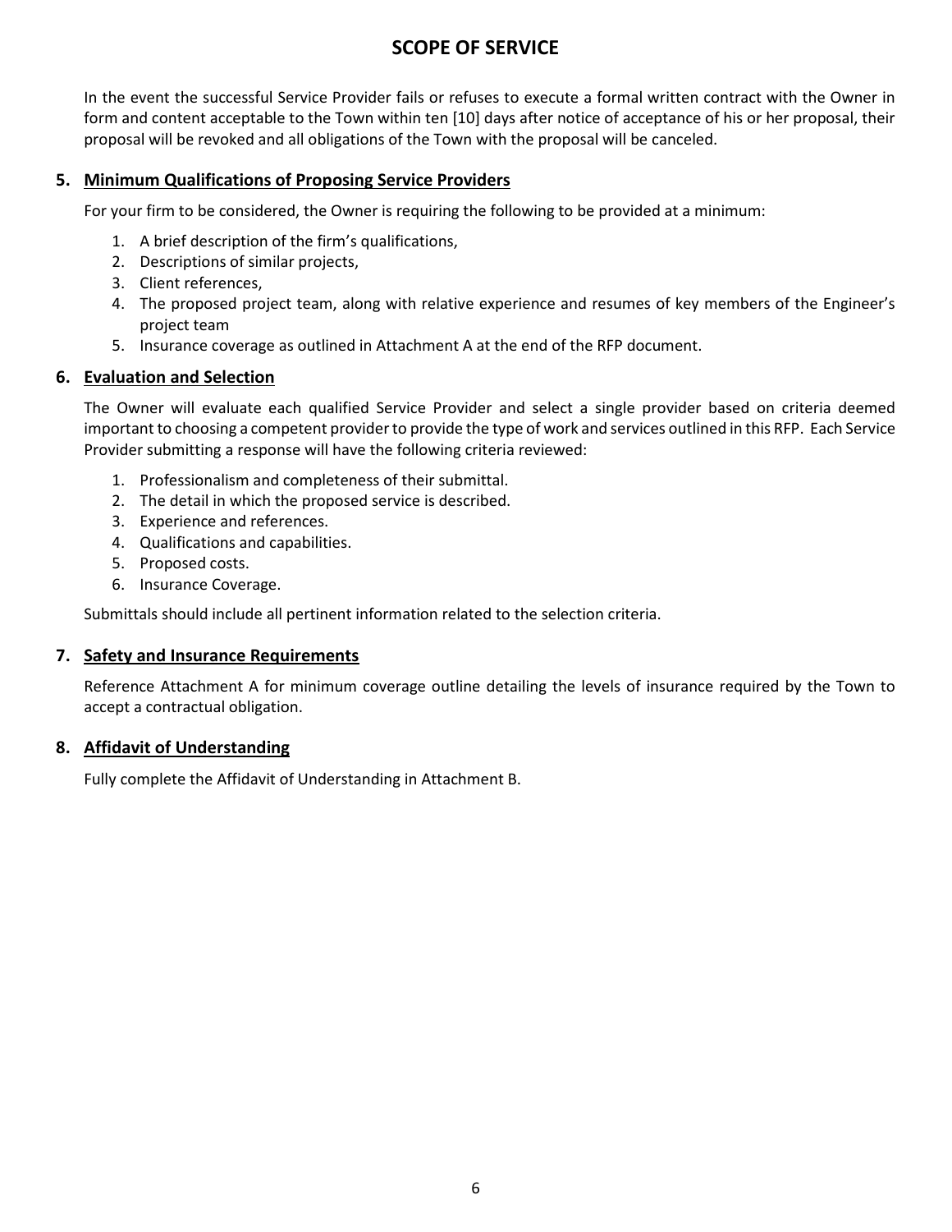# SCOPE OF SERVICE

In the event the successful Service Provider fails or refuses to execute a formal written contract with the Owner in form and content acceptable to the Town within ten [10] days after notice of acceptance of his or her proposal, their proposal will be revoked and all obligations of the Town with the proposal will be canceled.

## 5. Minimum Qualifications of Proposing Service Providers

For your firm to be considered, the Owner is requiring the following to be provided at a minimum:

1. A brief description of the firm's qualifications,
2. Descriptions of similar projects,
3. Client references,
4. The proposed project team, along with relative experience and resumes of key members of the Engineer's project team
5. Insurance coverage as outlined in Attachment A at the end of the RFP document.

## 6. Evaluation and Selection

The Owner will evaluate each qualified Service Provider and select a single provider based on criteria deemed important to choosing a competent provider to provide the type of work and services outlined in this RFP. Each Service Provider submitting a response will have the following criteria reviewed:

1. Professionalism and completeness of their submittal.
2. The detail in which the proposed service is described.
3. Experience and references.
4. Qualifications and capabilities.
5. Proposed costs.
6. Insurance Coverage.

Submittals should include all pertinent information related to the selection criteria.

## 7. Safety and Insurance Requirements

Reference Attachment A for minimum coverage outline detailing the levels of insurance required by the Town to accept a contractual obligation.

## 8. Affidavit of Understanding

Fully complete the Affidavit of Understanding in Attachment B.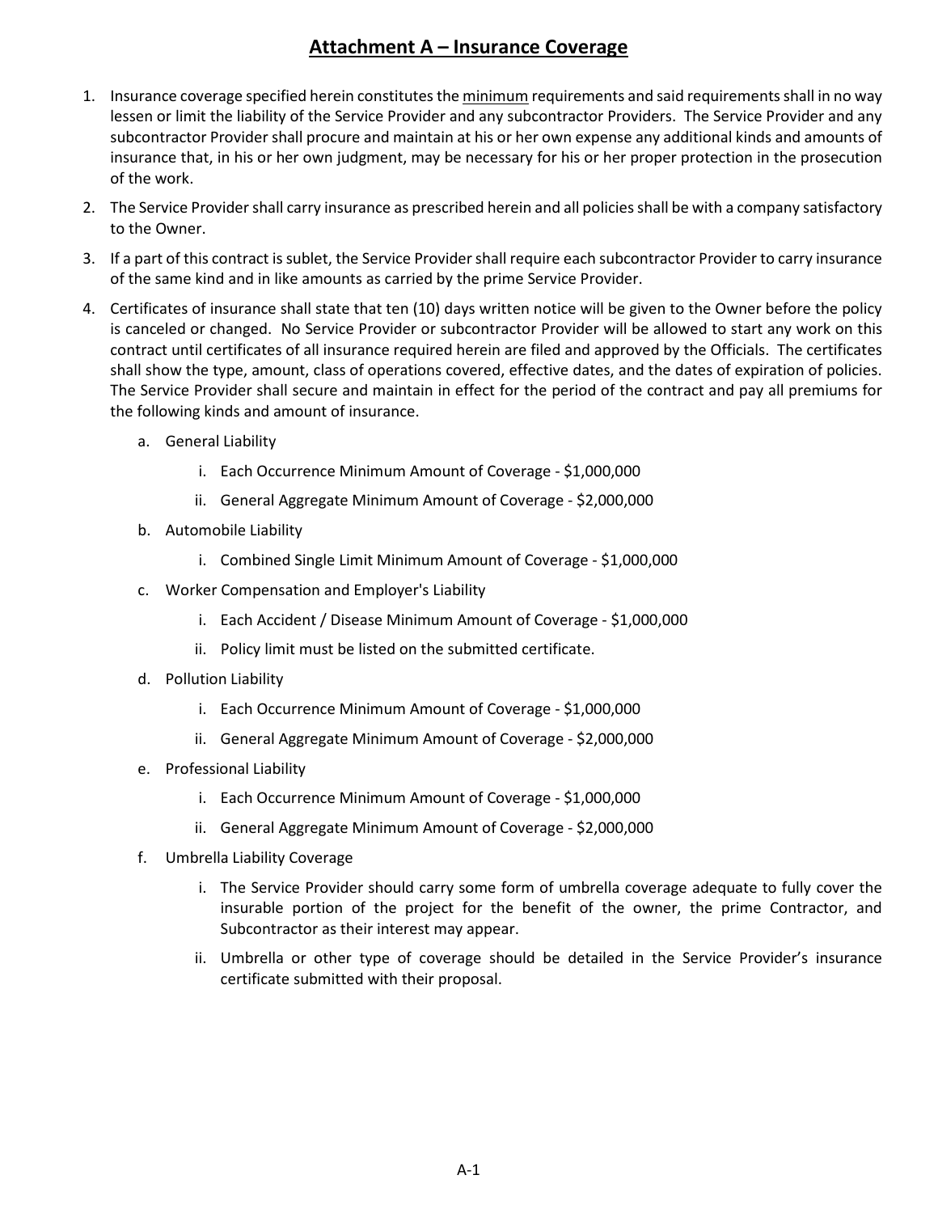# Attachment A – Insurance Coverage

1. Insurance coverage specified herein constitutes the minimum requirements and said requirements shall in no way lessen or limit the liability of the Service Provider and any subcontractor Providers. The Service Provider and any subcontractor Provider shall procure and maintain at his or her own expense any additional kinds and amounts of insurance that, in his or her own judgment, may be necessary for his or her proper protection in the prosecution of the work.
2. The Service Provider shall carry insurance as prescribed herein and all policies shall be with a company satisfactory to the Owner.
3. If a part of this contract is sublet, the Service Provider shall require each subcontractor Provider to carry insurance of the same kind and in like amounts as carried by the prime Service Provider.
4. Certificates of insurance shall state that ten (10) days written notice will be given to the Owner before the policy is canceled or changed. No Service Provider or subcontractor Provider will be allowed to start any work on this contract until certificates of all insurance required herein are filed and approved by the Officials. The certificates shall show the type, amount, class of operations covered, effective dates, and the dates of expiration of policies. The Service Provider shall secure and maintain in effect for the period of the contract and pay all premiums for the following kinds and amount of insurance.
    a. General Liability
        i. Each Occurrence Minimum Amount of Coverage - $1,000,000
        ii. General Aggregate Minimum Amount of Coverage - $2,000,000
    b. Automobile Liability
        i. Combined Single Limit Minimum Amount of Coverage - $1,000,000
    c. Worker Compensation and Employer's Liability
        i. Each Accident / Disease Minimum Amount of Coverage - $1,000,000
        ii. Policy limit must be listed on the submitted certificate.
    d. Pollution Liability
        i. Each Occurrence Minimum Amount of Coverage - $1,000,000
        ii. General Aggregate Minimum Amount of Coverage - $2,000,000
    e. Professional Liability
        i. Each Occurrence Minimum Amount of Coverage - $1,000,000
        ii. General Aggregate Minimum Amount of Coverage - $2,000,000
    f. Umbrella Liability Coverage
        i. The Service Provider should carry some form of umbrella coverage adequate to fully cover the insurable portion of the project for the benefit of the owner, the prime Contractor, and Subcontractor as their interest may appear.
        ii. Umbrella or other type of coverage should be detailed in the Service Provider's insurance certificate submitted with their proposal.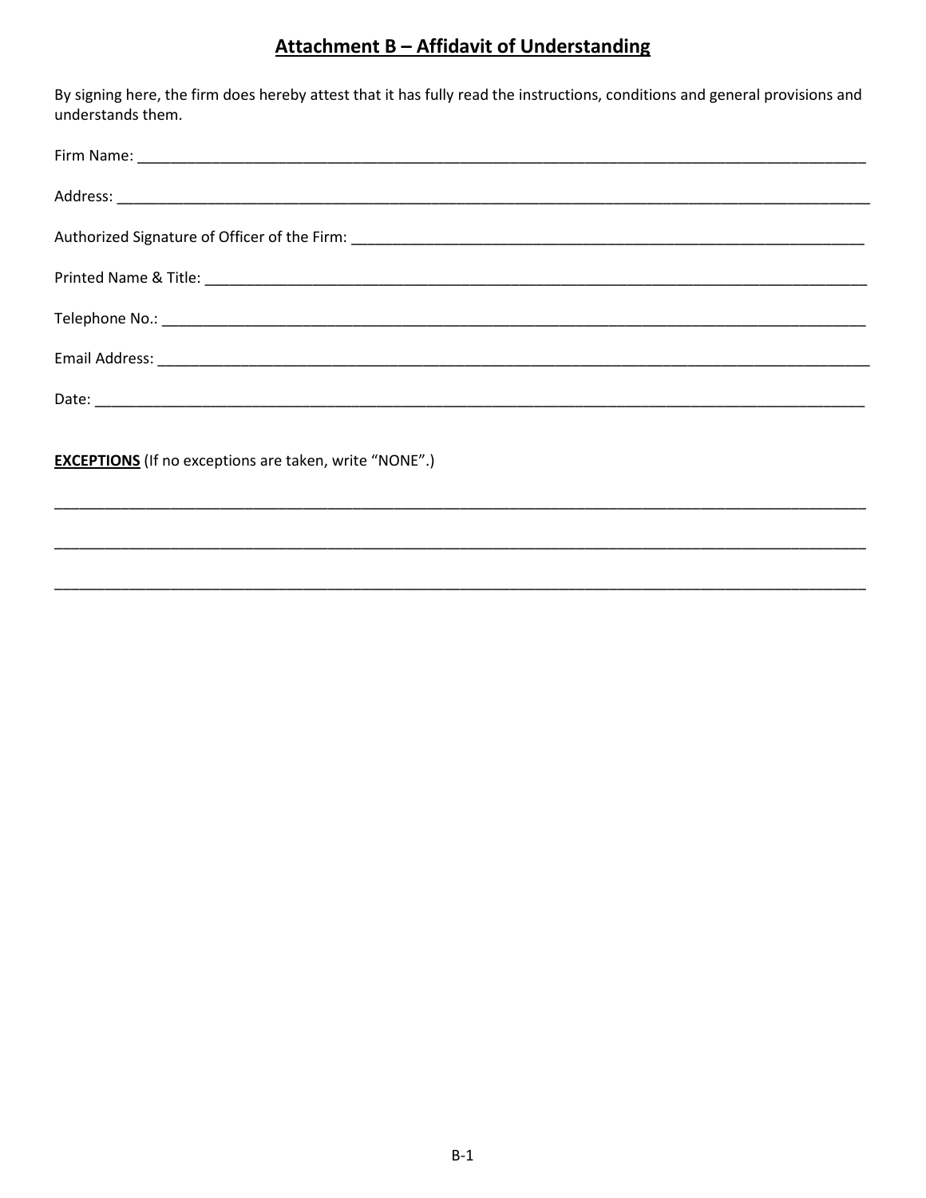# Attachment B – Affidavit of Understanding

By signing here, the firm does hereby attest that it has fully read the instructions, conditions and general provisions and understands them.

Firm Name: ___________________________________________________________________________

Address: ______________________________________________________________________________

Authorized Signature of Officer of the Firm: ____________________________________________

Printed Name & Title: ____________________________________________________________________

Telephone No.: ____________________________________________________________________________

Email Address: ____________________________________________________________________________

Date: _____________________________________________________________________________________

**EXCEPTIONS** (If no exceptions are taken, write "NONE".)

__________________________________________________________________________________________

__________________________________________________________________________________________

__________________________________________________________________________________________